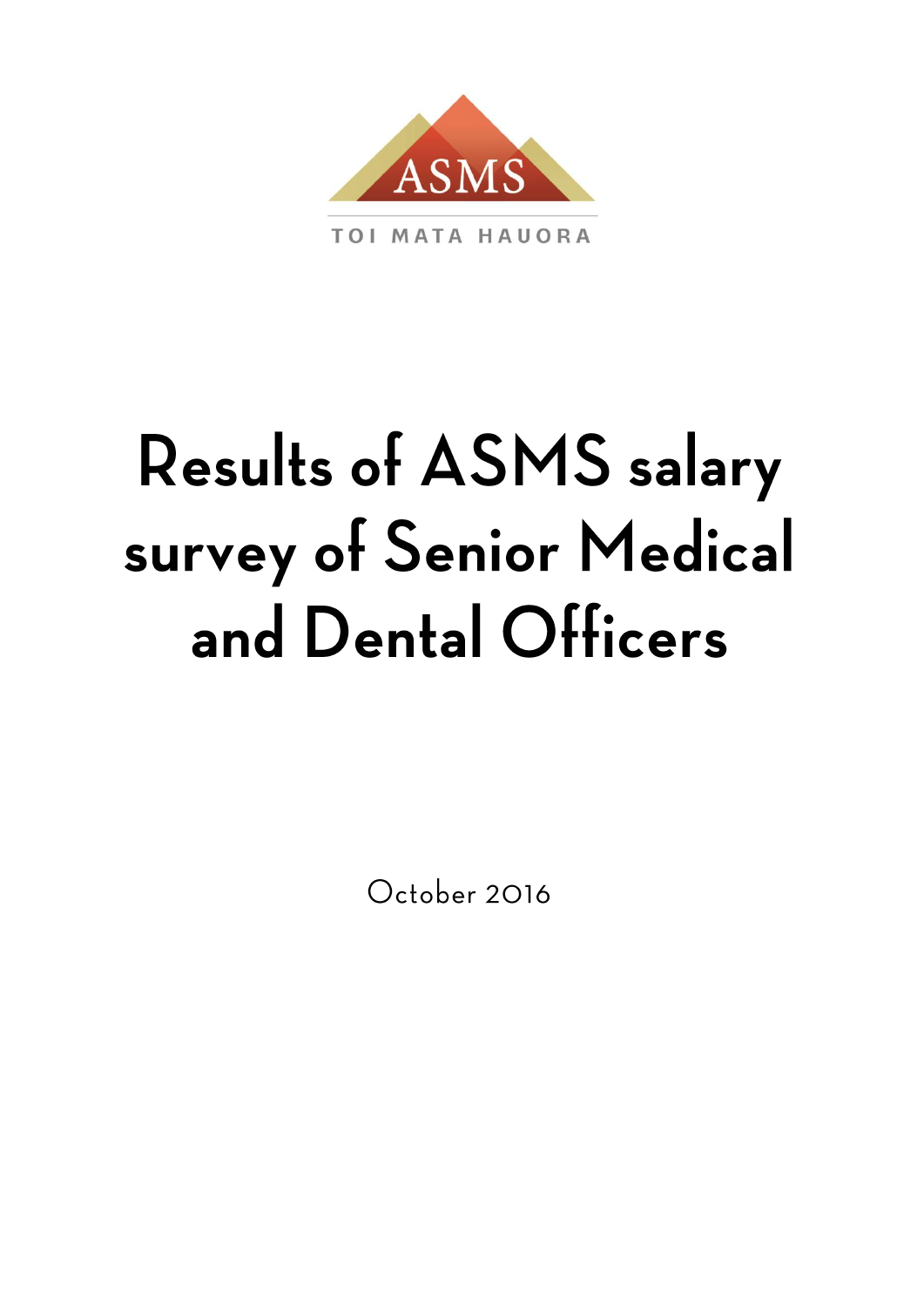ASMS

TOI MATA HAUORA

# Results of ASMS salary survey of Senior Medical and Dental Officers

October 2016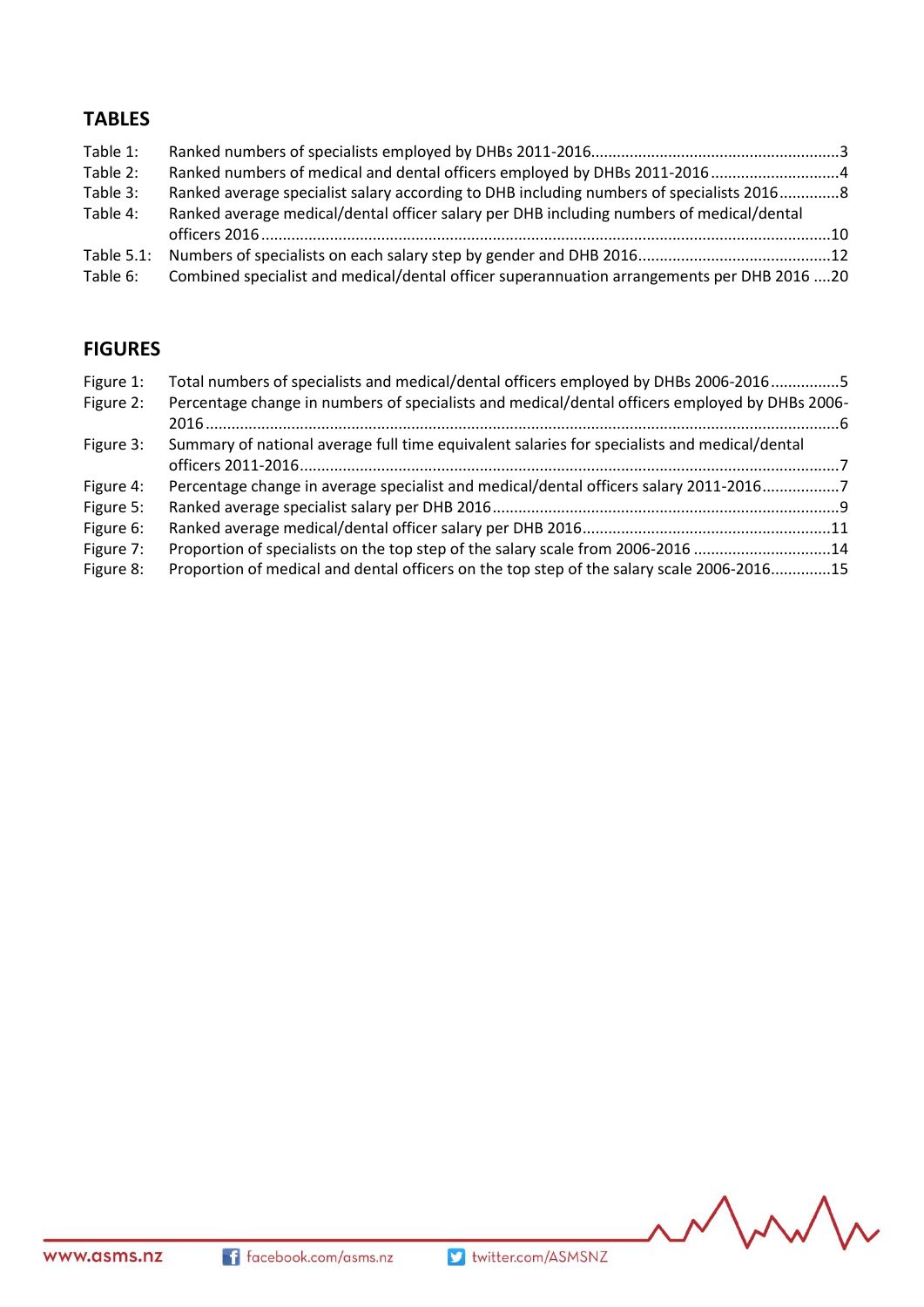## TABLES

| | | |
|---|---|---|
| Table 1: | Ranked numbers of specialists employed by DHBs 2011-2016 | 3 |
| Table 2: | Ranked numbers of medical and dental officers employed by DHBs 2011-2016 | 4 |
| Table 3: | Ranked average specialist salary according to DHB including numbers of specialists 2016 | 8 |
| Table 4: | Ranked average medical/dental officer salary per DHB including numbers of medical/dental officers 2016 | 10 |
| Table 5.1: | Numbers of specialists on each salary step by gender and DHB 2016 | 12 |
| Table 6: | Combined specialist and medical/dental officer superannuation arrangements per DHB 2016 | 20 |

## FIGURES

| | | |
|---|---|---|
| Figure 1: | Total numbers of specialists and medical/dental officers employed by DHBs 2006-2016 | 5 |
| Figure 2: | Percentage change in numbers of specialists and medical/dental officers employed by DHBs 2006-2016 | 6 |
| Figure 3: | Summary of national average full time equivalent salaries for specialists and medical/dental officers 2011-2016 | 7 |
| Figure 4: | Percentage change in average specialist and medical/dental officers salary 2011-2016 | 7 |
| Figure 5: | Ranked average specialist salary per DHB 2016 | 9 |
| Figure 6: | Ranked average medical/dental officer salary per DHB 2016 | 11 |
| Figure 7: | Proportion of specialists on the top step of the salary scale from 2006-2016 | 14 |
| Figure 8: | Proportion of medical and dental officers on the top step of the salary scale 2006-2016 | 15 |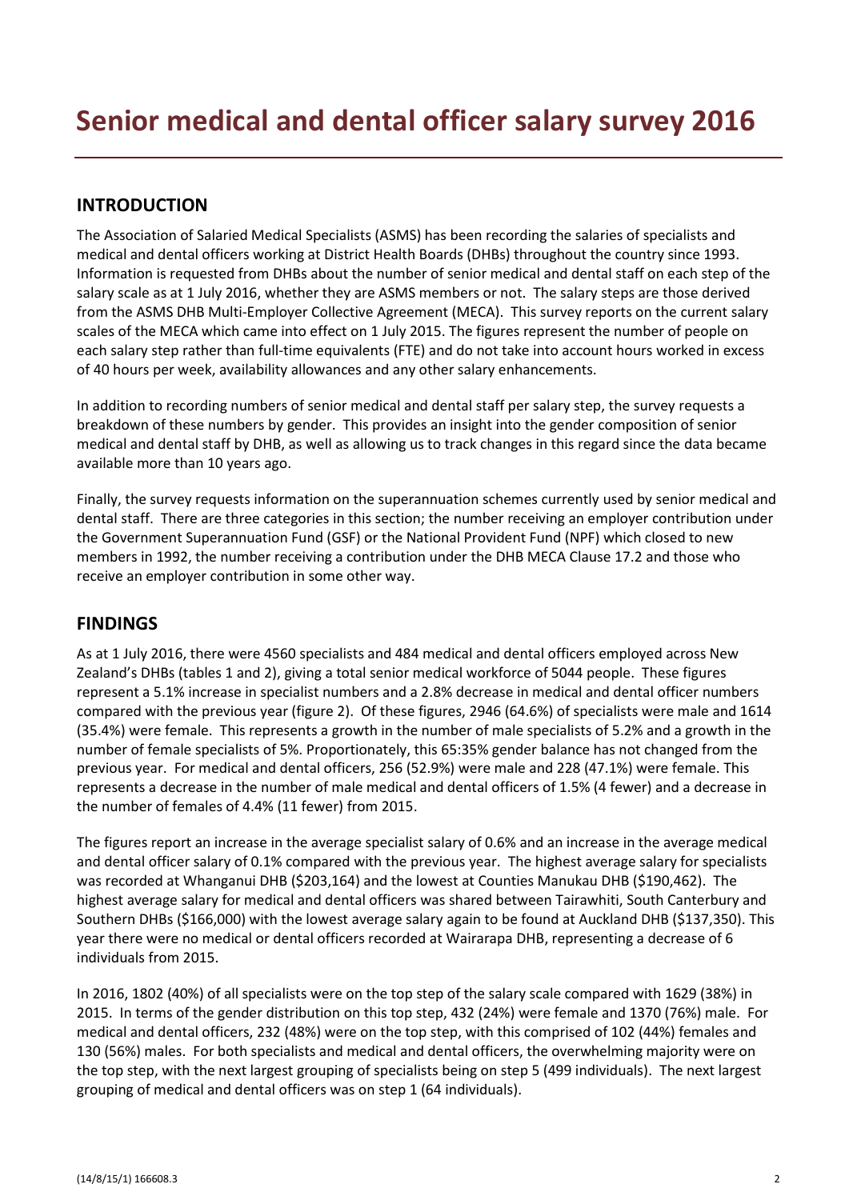# Senior medical and dental officer salary survey 2016

## INTRODUCTION

The Association of Salaried Medical Specialists (ASMS) has been recording the salaries of specialists and medical and dental officers working at District Health Boards (DHBs) throughout the country since 1993. Information is requested from DHBs about the number of senior medical and dental staff on each step of the salary scale as at 1 July 2016, whether they are ASMS members or not. The salary steps are those derived from the ASMS DHB Multi-Employer Collective Agreement (MECA). This survey reports on the current salary scales of the MECA which came into effect on 1 July 2015. The figures represent the number of people on each salary step rather than full-time equivalents (FTE) and do not take into account hours worked in excess of 40 hours per week, availability allowances and any other salary enhancements.

In addition to recording numbers of senior medical and dental staff per salary step, the survey requests a breakdown of these numbers by gender. This provides an insight into the gender composition of senior medical and dental staff by DHB, as well as allowing us to track changes in this regard since the data became available more than 10 years ago.

Finally, the survey requests information on the superannuation schemes currently used by senior medical and dental staff. There are three categories in this section; the number receiving an employer contribution under the Government Superannuation Fund (GSF) or the National Provident Fund (NPF) which closed to new members in 1992, the number receiving a contribution under the DHB MECA Clause 17.2 and those who receive an employer contribution in some other way.

## FINDINGS

As at 1 July 2016, there were 4560 specialists and 484 medical and dental officers employed across New Zealand's DHBs (tables 1 and 2), giving a total senior medical workforce of 5044 people. These figures represent a 5.1% increase in specialist numbers and a 2.8% decrease in medical and dental officer numbers compared with the previous year (figure 2). Of these figures, 2946 (64.6%) of specialists were male and 1614 (35.4%) were female. This represents a growth in the number of male specialists of 5.2% and a growth in the number of female specialists of 5%. Proportionately, this 65:35% gender balance has not changed from the previous year. For medical and dental officers, 256 (52.9%) were male and 228 (47.1%) were female. This represents a decrease in the number of male medical and dental officers of 1.5% (4 fewer) and a decrease in the number of females of 4.4% (11 fewer) from 2015.

The figures report an increase in the average specialist salary of 0.6% and an increase in the average medical and dental officer salary of 0.1% compared with the previous year. The highest average salary for specialists was recorded at Whanganui DHB ($203,164) and the lowest at Counties Manukau DHB ($190,462). The highest average salary for medical and dental officers was shared between Tairawhiti, South Canterbury and Southern DHBs ($166,000) with the lowest average salary again to be found at Auckland DHB ($137,350). This year there were no medical or dental officers recorded at Wairarapa DHB, representing a decrease of 6 individuals from 2015.

In 2016, 1802 (40%) of all specialists were on the top step of the salary scale compared with 1629 (38%) in 2015. In terms of the gender distribution on this top step, 432 (24%) were female and 1370 (76%) male. For medical and dental officers, 232 (48%) were on the top step, with this comprised of 102 (44%) females and 130 (56%) males. For both specialists and medical and dental officers, the overwhelming majority were on the top step, with the next largest grouping of specialists being on step 5 (499 individuals). The next largest grouping of medical and dental officers was on step 1 (64 individuals).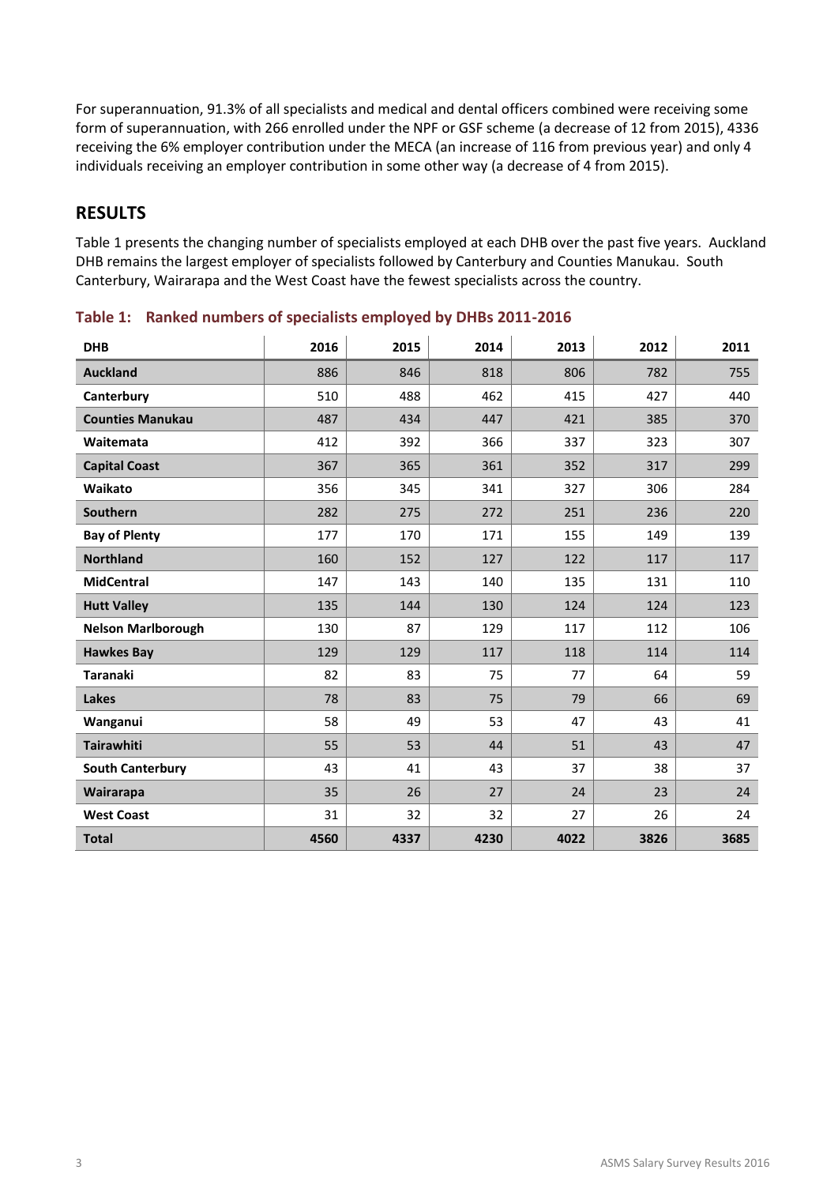For superannuation, 91.3% of all specialists and medical and dental officers combined were receiving some form of superannuation, with 266 enrolled under the NPF or GSF scheme (a decrease of 12 from 2015), 4336 receiving the 6% employer contribution under the MECA (an increase of 116 from previous year) and only 4 individuals receiving an employer contribution in some other way (a decrease of 4 from 2015).

## RESULTS

Table 1 presents the changing number of specialists employed at each DHB over the past five years. Auckland DHB remains the largest employer of specialists followed by Canterbury and Counties Manukau. South Canterbury, Wairarapa and the West Coast have the fewest specialists across the country.

### Table 1: Ranked numbers of specialists employed by DHBs 2011-2016

| DHB | 2016 | 2015 | 2014 | 2013 | 2012 | 2011 |
|---|---|---|---|---|---|---|
| **Auckland** | 886 | 846 | 818 | 806 | 782 | 755 |
| **Canterbury** | 510 | 488 | 462 | 415 | 427 | 440 |
| **Counties Manukau** | 487 | 434 | 447 | 421 | 385 | 370 |
| **Waitemata** | 412 | 392 | 366 | 337 | 323 | 307 |
| **Capital Coast** | 367 | 365 | 361 | 352 | 317 | 299 |
| **Waikato** | 356 | 345 | 341 | 327 | 306 | 284 |
| **Southern** | 282 | 275 | 272 | 251 | 236 | 220 |
| **Bay of Plenty** | 177 | 170 | 171 | 155 | 149 | 139 |
| **Northland** | 160 | 152 | 127 | 122 | 117 | 117 |
| **MidCentral** | 147 | 143 | 140 | 135 | 131 | 110 |
| **Hutt Valley** | 135 | 144 | 130 | 124 | 124 | 123 |
| **Nelson Marlborough** | 130 | 87 | 129 | 117 | 112 | 106 |
| **Hawkes Bay** | 129 | 129 | 117 | 118 | 114 | 114 |
| **Taranaki** | 82 | 83 | 75 | 77 | 64 | 59 |
| **Lakes** | 78 | 83 | 75 | 79 | 66 | 69 |
| **Wanganui** | 58 | 49 | 53 | 47 | 43 | 41 |
| **Tairawhiti** | 55 | 53 | 44 | 51 | 43 | 47 |
| **South Canterbury** | 43 | 41 | 43 | 37 | 38 | 37 |
| **Wairarapa** | 35 | 26 | 27 | 24 | 23 | 24 |
| **West Coast** | 31 | 32 | 32 | 27 | 26 | 24 |
| **Total** | **4560** | **4337** | **4230** | **4022** | **3826** | **3685** |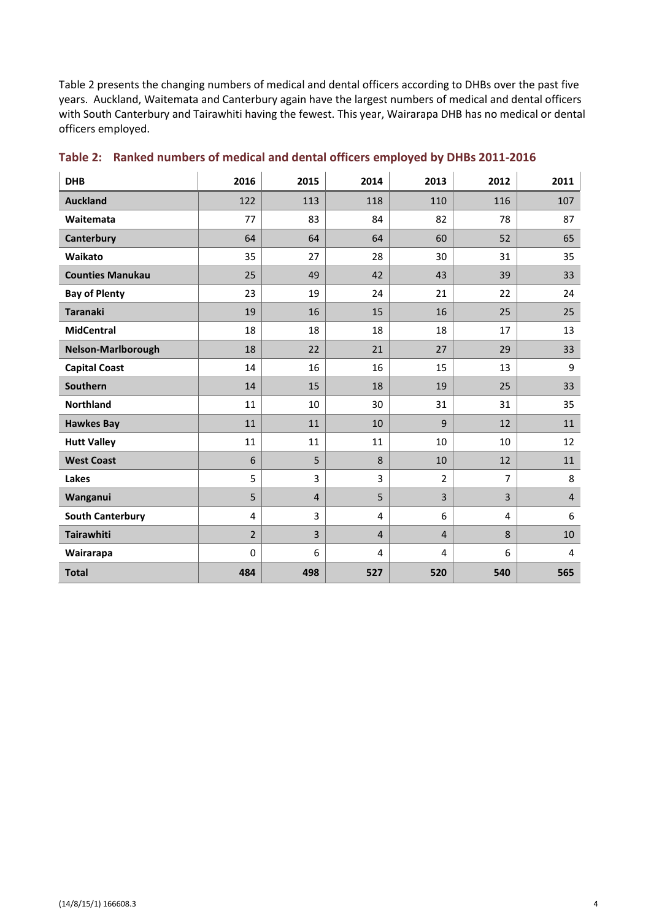Table 2 presents the changing numbers of medical and dental officers according to DHBs over the past five years. Auckland, Waitemata and Canterbury again have the largest numbers of medical and dental officers with South Canterbury and Tairawhiti having the fewest. This year, Wairarapa DHB has no medical or dental officers employed.

### Table 2: Ranked numbers of medical and dental officers employed by DHBs 2011-2016

| DHB | 2016 | 2015 | 2014 | 2013 | 2012 | 2011 |
|---|---|---|---|---|---|---|
| **Auckland** | 122 | 113 | 118 | 110 | 116 | 107 |
| **Waitemata** | 77 | 83 | 84 | 82 | 78 | 87 |
| **Canterbury** | 64 | 64 | 64 | 60 | 52 | 65 |
| **Waikato** | 35 | 27 | 28 | 30 | 31 | 35 |
| **Counties Manukau** | 25 | 49 | 42 | 43 | 39 | 33 |
| **Bay of Plenty** | 23 | 19 | 24 | 21 | 22 | 24 |
| **Taranaki** | 19 | 16 | 15 | 16 | 25 | 25 |
| **MidCentral** | 18 | 18 | 18 | 18 | 17 | 13 |
| **Nelson-Marlborough** | 18 | 22 | 21 | 27 | 29 | 33 |
| **Capital Coast** | 14 | 16 | 16 | 15 | 13 | 9 |
| **Southern** | 14 | 15 | 18 | 19 | 25 | 33 |
| **Northland** | 11 | 10 | 30 | 31 | 31 | 35 |
| **Hawkes Bay** | 11 | 11 | 10 | 9 | 12 | 11 |
| **Hutt Valley** | 11 | 11 | 11 | 10 | 10 | 12 |
| **West Coast** | 6 | 5 | 8 | 10 | 12 | 11 |
| **Lakes** | 5 | 3 | 3 | 2 | 7 | 8 |
| **Wanganui** | 5 | 4 | 5 | 3 | 3 | 4 |
| **South Canterbury** | 4 | 3 | 4 | 6 | 4 | 6 |
| **Tairawhiti** | 2 | 3 | 4 | 4 | 8 | 10 |
| **Wairarapa** | 0 | 6 | 4 | 4 | 6 | 4 |
| **Total** | **484** | **498** | **527** | **520** | **540** | **565** |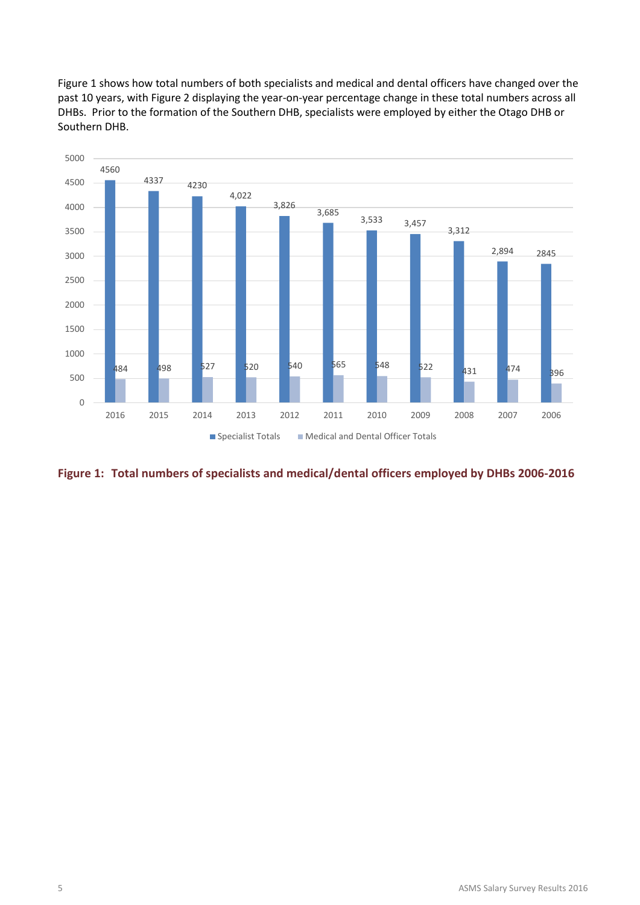Figure 1 shows how total numbers of both specialists and medical and dental officers have changed over the past 10 years, with Figure 2 displaying the year-on-year percentage change in these total numbers across all DHBs. Prior to the formation of the Southern DHB, specialists were employed by either the Otago DHB or Southern DHB.

| Year | Specialist Totals | Medical and Dental Officer Totals |
|---|---|---|
| 2016 | 4560 | 484 |
| 2015 | 4337 | 498 |
| 2014 | 4230 | 527 |
| 2013 | 4,022 | 520 |
| 2012 | 3,826 | 540 |
| 2011 | 3,685 | 565 |
| 2010 | 3,533 | 548 |
| 2009 | 3,457 | 522 |
| 2008 | 3,312 | 431 |
| 2007 | 2,894 | 474 |
| 2006 | 2845 | 396 |

**Figure 1: Total numbers of specialists and medical/dental officers employed by DHBs 2006-2016**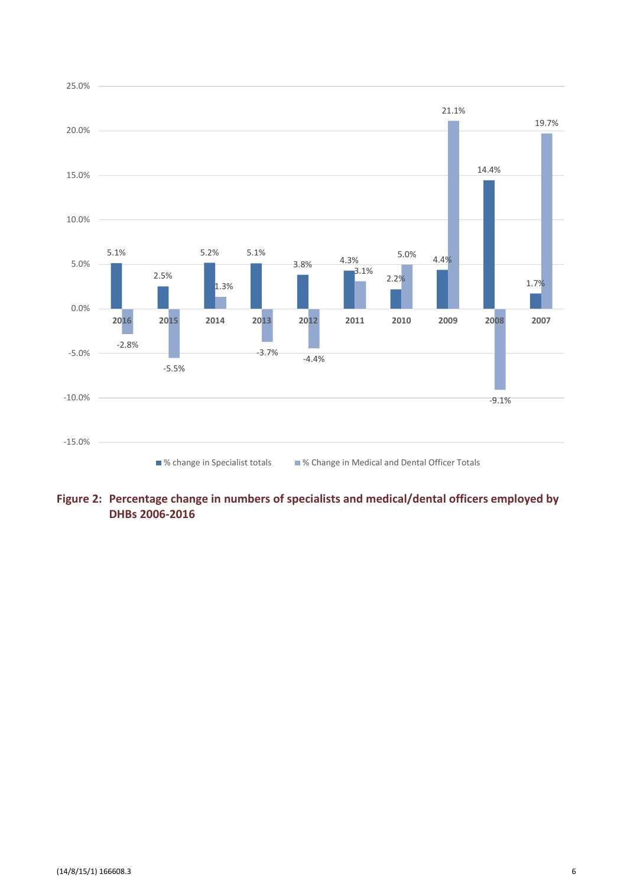| Year | % change in Specialist totals | % Change in Medical and Dental Officer Totals |
|---|---|---|
| 2016 | 5.1% | -2.8% |
| 2015 | 2.5% | -5.5% |
| 2014 | 5.2% | 1.3% |
| 2013 | 5.1% | -3.7% |
| 2012 | 3.8% | -4.4% |
| 2011 | 4.3% | 3.1% |
| 2010 | 2.2% | 5.0% |
| 2009 | 4.4% | 21.1% |
| 2008 | 14.4% | -9.1% |
| 2007 | 1.7% | 19.7% |

**Figure 2: Percentage change in numbers of specialists and medical/dental officers employed by DHBs 2006-2016**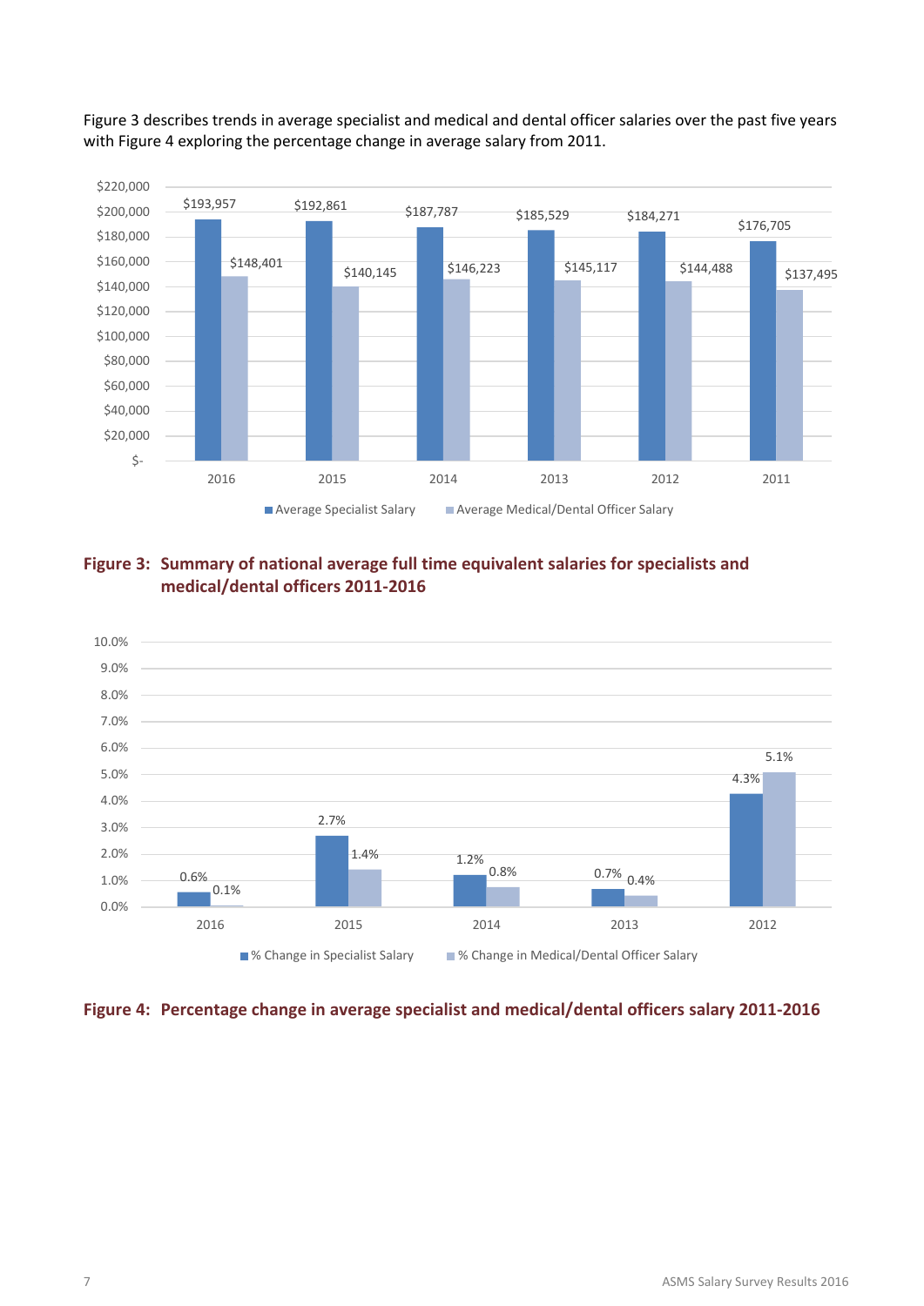Figure 3 describes trends in average specialist and medical and dental officer salaries over the past five years with Figure 4 exploring the percentage change in average salary from 2011.

| Year | Average Specialist Salary | Average Medical/Dental Officer Salary |
| --- | --- | --- |
| 2016 | $193,957 | $148,401 |
| 2015 | $192,861 | $140,145 |
| 2014 | $187,787 | $146,223 |
| 2013 | $185,529 | $145,117 |
| 2012 | $184,271 | $144,488 |
| 2011 | $176,705 | $137,495 |

**Figure 3: Summary of national average full time equivalent salaries for specialists and medical/dental officers 2011-2016**

| Year | % Change in Specialist Salary | % Change in Medical/Dental Officer Salary |
| --- | --- | --- |
| 2016 | 0.6% | 0.1% |
| 2015 | 2.7% | 1.4% |
| 2014 | 1.2% | 0.8% |
| 2013 | 0.7% | 0.4% |
| 2012 | 4.3% | 5.1% |

**Figure 4: Percentage change in average specialist and medical/dental officers salary 2011-2016**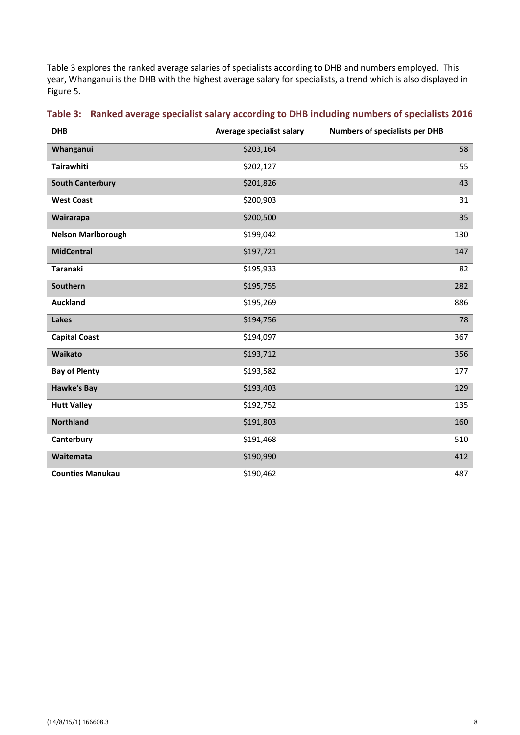Table 3 explores the ranked average salaries of specialists according to DHB and numbers employed. This year, Whanganui is the DHB with the highest average salary for specialists, a trend which is also displayed in Figure 5.

**Table 3: Ranked average specialist salary according to DHB including numbers of specialists 2016**

| DHB | Average specialist salary | Numbers of specialists per DHB |
|---|---|---|
| **Whanganui** | $203,164 | 58 |
| **Tairawhiti** | $202,127 | 55 |
| **South Canterbury** | $201,826 | 43 |
| **West Coast** | $200,903 | 31 |
| **Wairarapa** | $200,500 | 35 |
| **Nelson Marlborough** | $199,042 | 130 |
| **MidCentral** | $197,721 | 147 |
| **Taranaki** | $195,933 | 82 |
| **Southern** | $195,755 | 282 |
| **Auckland** | $195,269 | 886 |
| **Lakes** | $194,756 | 78 |
| **Capital Coast** | $194,097 | 367 |
| **Waikato** | $193,712 | 356 |
| **Bay of Plenty** | $193,582 | 177 |
| **Hawke's Bay** | $193,403 | 129 |
| **Hutt Valley** | $192,752 | 135 |
| **Northland** | $191,803 | 160 |
| **Canterbury** | $191,468 | 510 |
| **Waitemata** | $190,990 | 412 |
| **Counties Manukau** | $190,462 | 487 |

(14/8/15/1) 166608.3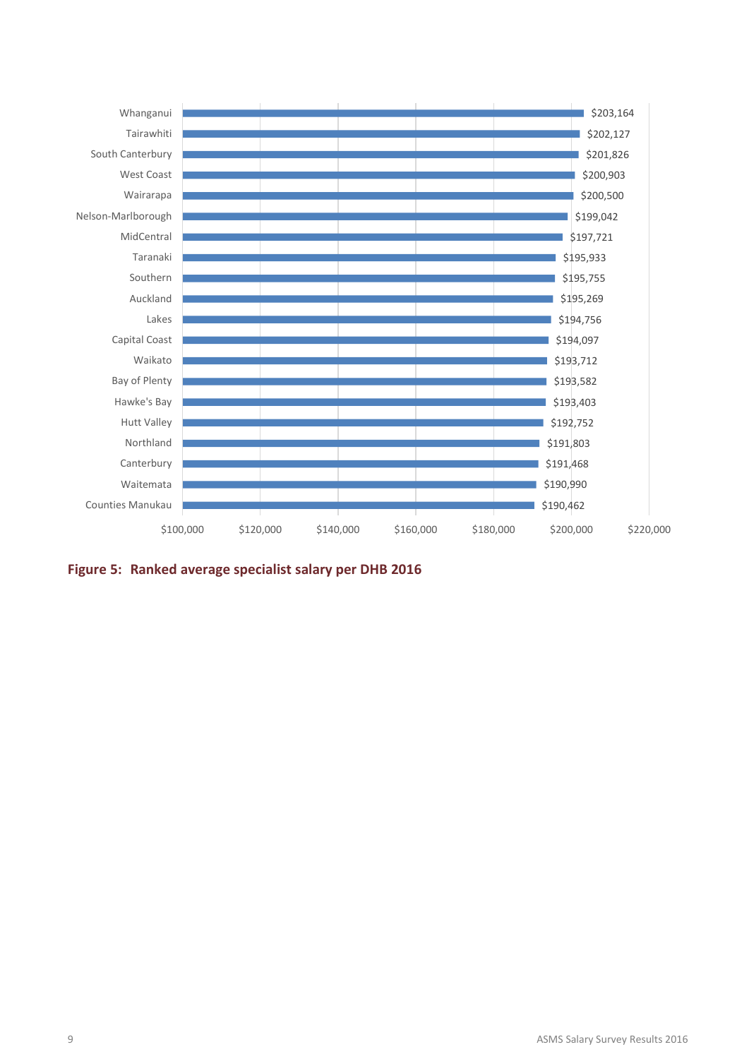| DHB | Average specialist salary |
|---|---|
| Whanganui | $203,164 |
| Tairawhiti | $202,127 |
| South Canterbury | $201,826 |
| West Coast | $200,903 |
| Wairarapa | $200,500 |
| Nelson-Marlborough | $199,042 |
| MidCentral | $197,721 |
| Taranaki | $195,933 |
| Southern | $195,755 |
| Auckland | $195,269 |
| Lakes | $194,756 |
| Capital Coast | $194,097 |
| Waikato | $193,712 |
| Bay of Plenty | $193,582 |
| Hawke's Bay | $193,403 |
| Hutt Valley | $192,752 |
| Northland | $191,803 |
| Canterbury | $191,468 |
| Waitemata | $190,990 |
| Counties Manukau | $190,462 |

**Figure 5: Ranked average specialist salary per DHB 2016**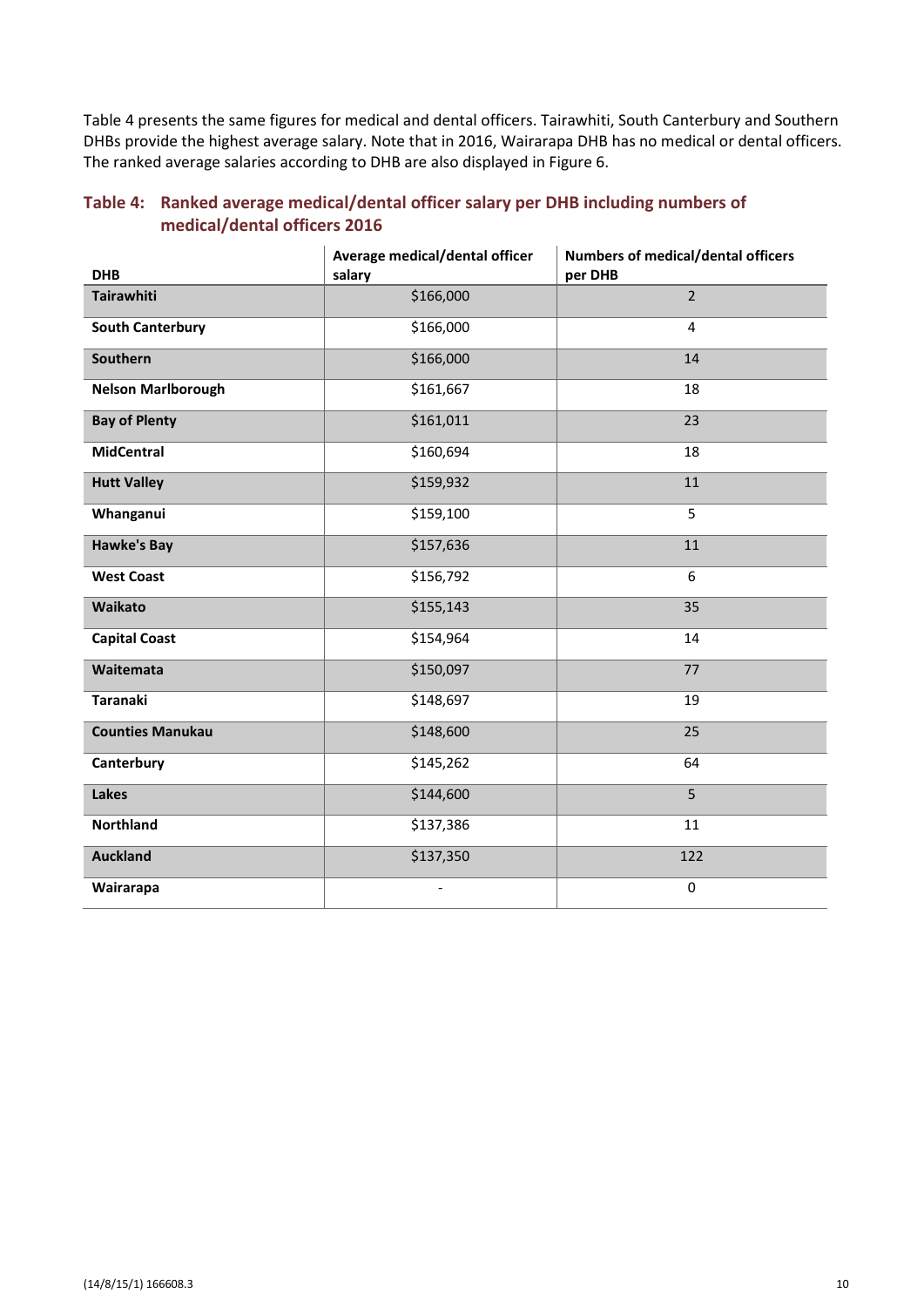Table 4 presents the same figures for medical and dental officers. Tairawhiti, South Canterbury and Southern DHBs provide the highest average salary. Note that in 2016, Wairarapa DHB has no medical or dental officers. The ranked average salaries according to DHB are also displayed in Figure 6.

### Table 4: Ranked average medical/dental officer salary per DHB including numbers of medical/dental officers 2016

| DHB | Average medical/dental officer salary | Numbers of medical/dental officers per DHB |
|---|---|---|
| **Tairawhiti** | $166,000 | 2 |
| **South Canterbury** | $166,000 | 4 |
| **Southern** | $166,000 | 14 |
| **Nelson Marlborough** | $161,667 | 18 |
| **Bay of Plenty** | $161,011 | 23 |
| **MidCentral** | $160,694 | 18 |
| **Hutt Valley** | $159,932 | 11 |
| **Whanganui** | $159,100 | 5 |
| **Hawke's Bay** | $157,636 | 11 |
| **West Coast** | $156,792 | 6 |
| **Waikato** | $155,143 | 35 |
| **Capital Coast** | $154,964 | 14 |
| **Waitemata** | $150,097 | 77 |
| **Taranaki** | $148,697 | 19 |
| **Counties Manukau** | $148,600 | 25 |
| **Canterbury** | $145,262 | 64 |
| **Lakes** | $144,600 | 5 |
| **Northland** | $137,386 | 11 |
| **Auckland** | $137,350 | 122 |
| **Wairarapa** | - | 0 |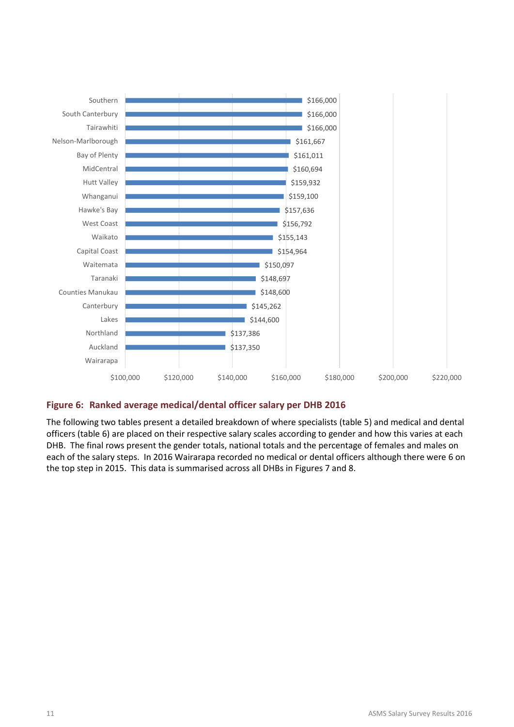| DHB | Average salary |
|---|---|
| Southern | $166,000 |
| South Canterbury | $166,000 |
| Tairawhiti | $166,000 |
| Nelson-Marlborough | $161,667 |
| Bay of Plenty | $161,011 |
| MidCentral | $160,694 |
| Hutt Valley | $159,932 |
| Whanganui | $159,100 |
| Hawke's Bay | $157,636 |
| West Coast | $156,792 |
| Waikato | $155,143 |
| Capital Coast | $154,964 |
| Waitemata | $150,097 |
| Taranaki | $148,697 |
| Counties Manukau | $148,600 |
| Canterbury | $145,262 |
| Lakes | $144,600 |
| Northland | $137,386 |
| Auckland | $137,350 |
| Wairarapa | |

**Figure 6: Ranked average medical/dental officer salary per DHB 2016**

The following two tables present a detailed breakdown of where specialists (table 5) and medical and dental officers (table 6) are placed on their respective salary scales according to gender and how this varies at each DHB. The final rows present the gender totals, national totals and the percentage of females and males on each of the salary steps. In 2016 Wairarapa recorded no medical or dental officers although there were 6 on the top step in 2015. This data is summarised across all DHBs in Figures 7 and 8.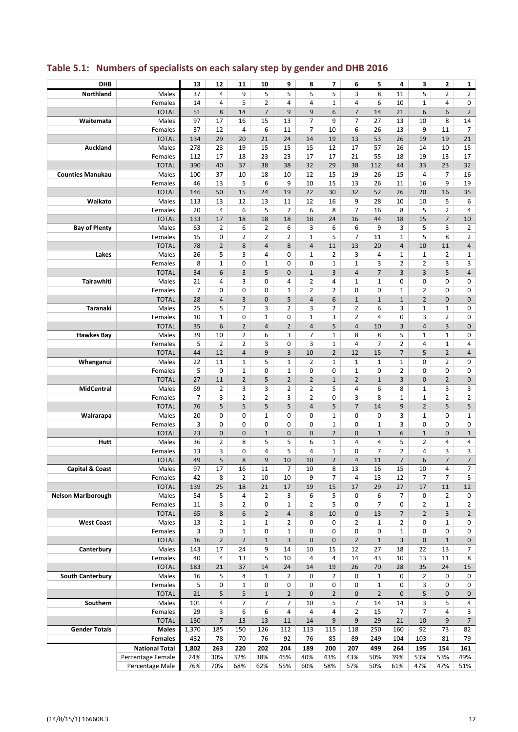## Table 5.1: Numbers of specialists on each salary step by gender and DHB 2016

| DHB | | 13 | 12 | 11 | 10 | 9 | 8 | 7 | 6 | 5 | 4 | 3 | 2 | 1 |
|---|---|---|---|---|---|---|---|---|---|---|---|---|---|---|
| **Northland** | Males | 37 | 4 | 9 | 5 | 5 | 5 | 5 | 3 | 8 | 11 | 5 | 2 | 2 |
| | Females | 14 | 4 | 5 | 2 | 4 | 4 | 1 | 4 | 6 | 10 | 1 | 4 | 0 |
| | TOTAL | 51 | 8 | 14 | 7 | 9 | 9 | 6 | 7 | 14 | 21 | 6 | 6 | 2 |
| **Waitemata** | Males | 97 | 17 | 16 | 15 | 13 | 7 | 9 | 7 | 27 | 13 | 10 | 8 | 14 |
| | Females | 37 | 12 | 4 | 6 | 11 | 7 | 10 | 6 | 26 | 13 | 9 | 11 | 7 |
| | TOTAL | 134 | 29 | 20 | 21 | 24 | 14 | 19 | 13 | 53 | 26 | 19 | 19 | 21 |
| **Auckland** | Males | 278 | 23 | 19 | 15 | 15 | 15 | 12 | 17 | 57 | 26 | 14 | 10 | 15 |
| | Females | 112 | 17 | 18 | 23 | 23 | 17 | 17 | 21 | 55 | 18 | 19 | 13 | 17 |
| | TOTAL | 390 | 40 | 37 | 38 | 38 | 32 | 29 | 38 | 112 | 44 | 33 | 23 | 32 |
| **Counties Manukau** | Males | 100 | 37 | 10 | 18 | 10 | 12 | 15 | 19 | 26 | 15 | 4 | 7 | 16 |
| | Females | 46 | 13 | 5 | 6 | 9 | 10 | 15 | 13 | 26 | 11 | 16 | 9 | 19 |
| | TOTAL | 146 | 50 | 15 | 24 | 19 | 22 | 30 | 32 | 52 | 26 | 20 | 16 | 35 |
| **Waikato** | Males | 113 | 13 | 12 | 13 | 11 | 12 | 16 | 9 | 28 | 10 | 10 | 5 | 6 |
| | Females | 20 | 4 | 6 | 5 | 7 | 6 | 8 | 7 | 16 | 8 | 5 | 2 | 4 |
| | TOTAL | 133 | 17 | 18 | 18 | 18 | 18 | 24 | 16 | 44 | 18 | 15 | 7 | 10 |
| **Bay of Plenty** | Males | 63 | 2 | 6 | 2 | 6 | 3 | 6 | 6 | 9 | 3 | 5 | 3 | 2 |
| | Females | 15 | 0 | 2 | 2 | 2 | 1 | 5 | 7 | 11 | 1 | 5 | 8 | 2 |
| | TOTAL | 78 | 2 | 8 | 4 | 8 | 4 | 11 | 13 | 20 | 4 | 10 | 11 | 4 |
| **Lakes** | Males | 26 | 5 | 3 | 4 | 0 | 1 | 2 | 3 | 4 | 1 | 1 | 2 | 1 |
| | Females | 8 | 1 | 0 | 1 | 0 | 0 | 1 | 1 | 3 | 2 | 2 | 3 | 3 |
| | TOTAL | 34 | 6 | 3 | 5 | 0 | 1 | 3 | 4 | 7 | 3 | 3 | 5 | 4 |
| **Tairawhiti** | Males | 21 | 4 | 3 | 0 | 4 | 2 | 4 | 1 | 1 | 0 | 0 | 0 | 0 |
| | Females | 7 | 0 | 0 | 0 | 1 | 2 | 2 | 0 | 0 | 1 | 2 | 0 | 0 |
| | TOTAL | 28 | 4 | 3 | 0 | 5 | 4 | 6 | 1 | 1 | 1 | 2 | 0 | 0 |
| **Taranaki** | Males | 25 | 5 | 2 | 3 | 2 | 3 | 2 | 2 | 6 | 3 | 1 | 1 | 0 |
| | Females | 10 | 1 | 0 | 1 | 0 | 1 | 3 | 2 | 4 | 0 | 3 | 2 | 0 |
| | TOTAL | 35 | 6 | 2 | 4 | 2 | 4 | 5 | 4 | 10 | 3 | 4 | 3 | 0 |
| **Hawkes Bay** | Males | 39 | 10 | 2 | 6 | 3 | 7 | 1 | 8 | 8 | 5 | 1 | 1 | 0 |
| | Females | 5 | 2 | 2 | 3 | 0 | 3 | 1 | 4 | 7 | 2 | 4 | 1 | 4 |
| | TOTAL | 44 | 12 | 4 | 9 | 3 | 10 | 2 | 12 | 15 | 7 | 5 | 2 | 4 |
| **Whanganui** | Males | 22 | 11 | 1 | 5 | 1 | 2 | 1 | 1 | 1 | 1 | 0 | 2 | 0 |
| | Females | 5 | 0 | 1 | 0 | 1 | 0 | 0 | 1 | 0 | 2 | 0 | 0 | 0 |
| | TOTAL | 27 | 11 | 2 | 5 | 2 | 2 | 1 | 2 | 1 | 3 | 0 | 2 | 0 |
| **MidCentral** | Males | 69 | 2 | 3 | 3 | 2 | 2 | 5 | 4 | 6 | 8 | 1 | 3 | 3 |
| | Females | 7 | 3 | 2 | 2 | 3 | 2 | 0 | 3 | 8 | 1 | 1 | 2 | 2 |
| | TOTAL | 76 | 5 | 5 | 5 | 5 | 4 | 5 | 7 | 14 | 9 | 2 | 5 | 5 |
| **Wairarapa** | Males | 20 | 0 | 0 | 1 | 0 | 0 | 1 | 0 | 0 | 3 | 1 | 0 | 1 |
| | Females | 3 | 0 | 0 | 0 | 0 | 0 | 1 | 0 | 1 | 3 | 0 | 0 | 0 |
| | TOTAL | 23 | 0 | 0 | 1 | 0 | 0 | 2 | 0 | 1 | 6 | 1 | 0 | 1 |
| **Hutt** | Males | 36 | 2 | 8 | 5 | 5 | 6 | 1 | 4 | 4 | 5 | 2 | 4 | 4 |
| | Females | 13 | 3 | 0 | 4 | 5 | 4 | 1 | 0 | 7 | 2 | 4 | 3 | 3 |
| | TOTAL | 49 | 5 | 8 | 9 | 10 | 10 | 2 | 4 | 11 | 7 | 6 | 7 | 7 |
| **Capital & Coast** | Males | 97 | 17 | 16 | 11 | 7 | 10 | 8 | 13 | 16 | 15 | 10 | 4 | 7 |
| | Females | 42 | 8 | 2 | 10 | 10 | 9 | 7 | 4 | 13 | 12 | 7 | 7 | 5 |
| | TOTAL | 139 | 25 | 18 | 21 | 17 | 19 | 15 | 17 | 29 | 27 | 17 | 11 | 12 |
| **Nelson Marlborough** | Males | 54 | 5 | 4 | 2 | 3 | 6 | 5 | 0 | 6 | 7 | 0 | 2 | 0 |
| | Females | 11 | 3 | 2 | 0 | 1 | 2 | 5 | 0 | 7 | 0 | 2 | 1 | 2 |
| | TOTAL | 65 | 8 | 6 | 2 | 4 | 8 | 10 | 0 | 13 | 7 | 2 | 3 | 2 |
| **West Coast** | Males | 13 | 2 | 1 | 1 | 2 | 0 | 0 | 2 | 1 | 2 | 0 | 1 | 0 |
| | Females | 3 | 0 | 1 | 0 | 1 | 0 | 0 | 0 | 0 | 1 | 0 | 0 | 0 |
| | TOTAL | 16 | 2 | 2 | 1 | 3 | 0 | 0 | 2 | 1 | 3 | 0 | 1 | 0 |
| **Canterbury** | Males | 143 | 17 | 24 | 9 | 14 | 10 | 15 | 12 | 27 | 18 | 22 | 13 | 7 |
| | Females | 40 | 4 | 13 | 5 | 10 | 4 | 4 | 14 | 43 | 10 | 13 | 11 | 8 |
| | TOTAL | 183 | 21 | 37 | 14 | 24 | 14 | 19 | 26 | 70 | 28 | 35 | 24 | 15 |
| **South Canterbury** | Males | 16 | 5 | 4 | 1 | 2 | 0 | 2 | 0 | 1 | 0 | 2 | 0 | 0 |
| | Females | 5 | 0 | 1 | 0 | 0 | 0 | 0 | 0 | 1 | 0 | 3 | 0 | 0 |
| | TOTAL | 21 | 5 | 5 | 1 | 2 | 0 | 2 | 0 | 2 | 0 | 5 | 0 | 0 |
| **Southern** | Males | 101 | 4 | 7 | 7 | 7 | 10 | 5 | 7 | 14 | 14 | 3 | 5 | 4 |
| | Females | 29 | 3 | 6 | 6 | 4 | 4 | 4 | 2 | 15 | 7 | 7 | 4 | 3 |
| | TOTAL | 130 | 7 | 13 | 13 | 11 | 14 | 9 | 9 | 29 | 21 | 10 | 9 | 7 |
| **Gender Totals** | **Males** | 1,370 | 185 | 150 | 126 | 112 | 113 | 115 | 118 | 250 | 160 | 92 | 73 | 82 |
| | **Females** | 432 | 78 | 70 | 76 | 92 | 76 | 85 | 89 | 249 | 104 | 103 | 81 | 79 |
| | **National Total** | **1,802** | **263** | **220** | **202** | **204** | **189** | **200** | **207** | **499** | **264** | **195** | **154** | **161** |
| | Percentage Female | 24% | 30% | 32% | 38% | 45% | 40% | 43% | 43% | 50% | 39% | 53% | 53% | 49% |
| | Percentage Male | 76% | 70% | 68% | 62% | 55% | 60% | 58% | 57% | 50% | 61% | 47% | 47% | 51% |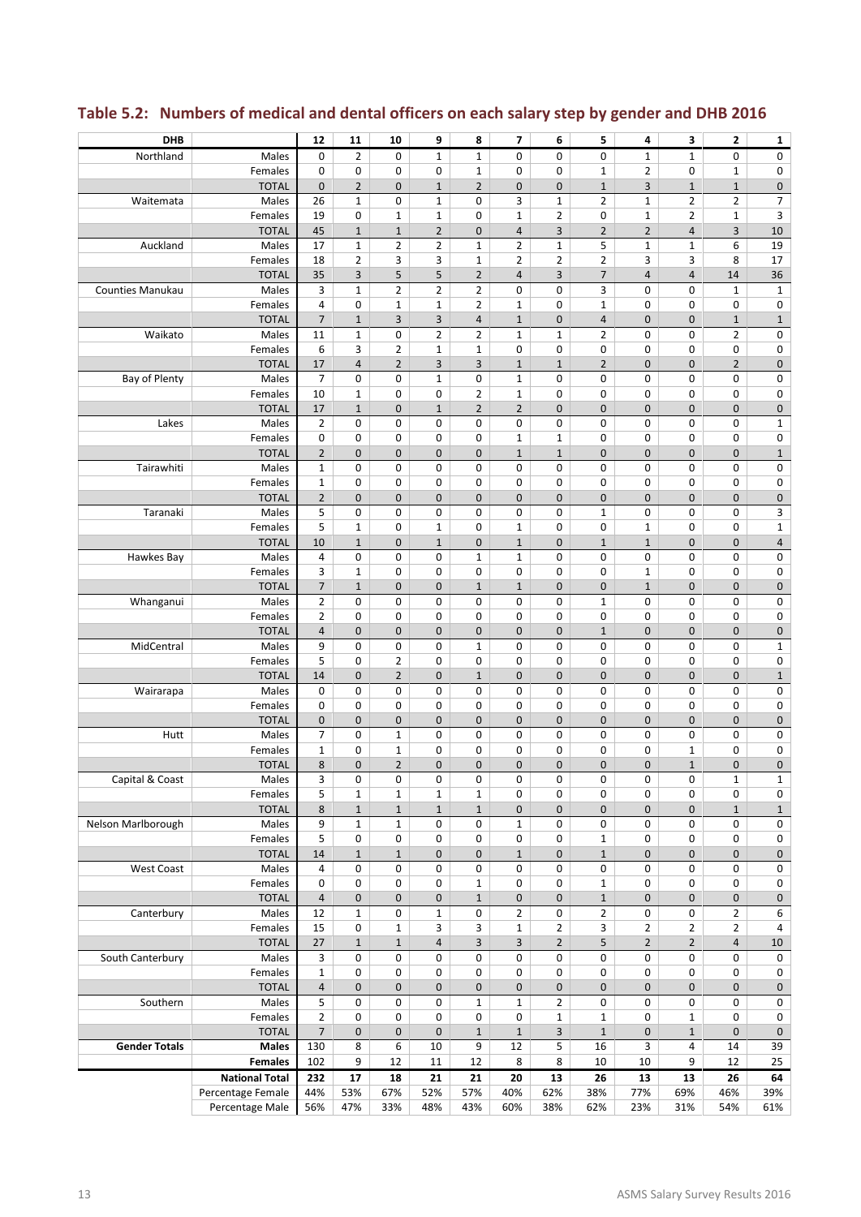## Table 5.2: Numbers of medical and dental officers on each salary step by gender and DHB 2016

| DHB | | 12 | 11 | 10 | 9 | 8 | 7 | 6 | 5 | 4 | 3 | 2 | 1 |
|---|---|---|---|---|---|---|---|---|---|---|---|---|---|
| Northland | Males | 0 | 2 | 0 | 1 | 1 | 0 | 0 | 0 | 1 | 1 | 0 | 0 |
| | Females | 0 | 0 | 0 | 0 | 1 | 0 | 0 | 1 | 2 | 0 | 1 | 0 |
| | TOTAL | 0 | 2 | 0 | 1 | 2 | 0 | 0 | 1 | 3 | 1 | 1 | 0 |
| Waitemata | Males | 26 | 1 | 0 | 1 | 0 | 3 | 1 | 2 | 1 | 2 | 2 | 7 |
| | Females | 19 | 0 | 1 | 1 | 0 | 1 | 2 | 0 | 1 | 2 | 1 | 3 |
| | TOTAL | 45 | 1 | 1 | 2 | 0 | 4 | 3 | 2 | 2 | 4 | 3 | 10 |
| Auckland | Males | 17 | 1 | 2 | 2 | 1 | 2 | 1 | 5 | 1 | 1 | 6 | 19 |
| | Females | 18 | 2 | 3 | 3 | 1 | 2 | 2 | 2 | 3 | 3 | 8 | 17 |
| | TOTAL | 35 | 3 | 5 | 5 | 2 | 4 | 3 | 7 | 4 | 4 | 14 | 36 |
| Counties Manukau | Males | 3 | 1 | 2 | 2 | 2 | 0 | 0 | 3 | 0 | 0 | 1 | 1 |
| | Females | 4 | 0 | 1 | 1 | 2 | 1 | 0 | 1 | 0 | 0 | 0 | 0 |
| | TOTAL | 7 | 1 | 3 | 3 | 4 | 1 | 0 | 4 | 0 | 0 | 1 | 1 |
| Waikato | Males | 11 | 1 | 0 | 2 | 2 | 1 | 1 | 2 | 0 | 0 | 2 | 0 |
| | Females | 6 | 3 | 2 | 1 | 1 | 0 | 0 | 0 | 0 | 0 | 0 | 0 |
| | TOTAL | 17 | 4 | 2 | 3 | 3 | 1 | 1 | 2 | 0 | 0 | 2 | 0 |
| Bay of Plenty | Males | 7 | 0 | 0 | 1 | 0 | 1 | 0 | 0 | 0 | 0 | 0 | 0 |
| | Females | 10 | 1 | 0 | 0 | 2 | 1 | 0 | 0 | 0 | 0 | 0 | 0 |
| | TOTAL | 17 | 1 | 0 | 1 | 2 | 2 | 0 | 0 | 0 | 0 | 0 | 0 |
| Lakes | Males | 2 | 0 | 0 | 0 | 0 | 0 | 0 | 0 | 0 | 0 | 0 | 1 |
| | Females | 0 | 0 | 0 | 0 | 0 | 1 | 1 | 0 | 0 | 0 | 0 | 0 |
| | TOTAL | 2 | 0 | 0 | 0 | 0 | 1 | 1 | 0 | 0 | 0 | 0 | 1 |
| Tairawhiti | Males | 1 | 0 | 0 | 0 | 0 | 0 | 0 | 0 | 0 | 0 | 0 | 0 |
| | Females | 1 | 0 | 0 | 0 | 0 | 0 | 0 | 0 | 0 | 0 | 0 | 0 |
| | TOTAL | 2 | 0 | 0 | 0 | 0 | 0 | 0 | 0 | 0 | 0 | 0 | 0 |
| Taranaki | Males | 5 | 0 | 0 | 0 | 0 | 0 | 0 | 1 | 0 | 0 | 0 | 3 |
| | Females | 5 | 1 | 0 | 1 | 0 | 1 | 0 | 0 | 1 | 0 | 0 | 1 |
| | TOTAL | 10 | 1 | 0 | 1 | 0 | 1 | 0 | 1 | 1 | 0 | 0 | 4 |
| Hawkes Bay | Males | 4 | 0 | 0 | 0 | 1 | 1 | 0 | 0 | 0 | 0 | 0 | 0 |
| | Females | 3 | 1 | 0 | 0 | 0 | 0 | 0 | 0 | 1 | 0 | 0 | 0 |
| | TOTAL | 7 | 1 | 0 | 0 | 1 | 1 | 0 | 0 | 1 | 0 | 0 | 0 |
| Whanganui | Males | 2 | 0 | 0 | 0 | 0 | 0 | 0 | 1 | 0 | 0 | 0 | 0 |
| | Females | 2 | 0 | 0 | 0 | 0 | 0 | 0 | 0 | 0 | 0 | 0 | 0 |
| | TOTAL | 4 | 0 | 0 | 0 | 0 | 0 | 0 | 1 | 0 | 0 | 0 | 0 |
| MidCentral | Males | 9 | 0 | 0 | 0 | 1 | 0 | 0 | 0 | 0 | 0 | 0 | 1 |
| | Females | 5 | 0 | 2 | 0 | 0 | 0 | 0 | 0 | 0 | 0 | 0 | 0 |
| | TOTAL | 14 | 0 | 2 | 0 | 1 | 0 | 0 | 0 | 0 | 0 | 0 | 1 |
| Wairarapa | Males | 0 | 0 | 0 | 0 | 0 | 0 | 0 | 0 | 0 | 0 | 0 | 0 |
| | Females | 0 | 0 | 0 | 0 | 0 | 0 | 0 | 0 | 0 | 0 | 0 | 0 |
| | TOTAL | 0 | 0 | 0 | 0 | 0 | 0 | 0 | 0 | 0 | 0 | 0 | 0 |
| Hutt | Males | 7 | 0 | 1 | 0 | 0 | 0 | 0 | 0 | 0 | 0 | 0 | 0 |
| | Females | 1 | 0 | 1 | 0 | 0 | 0 | 0 | 0 | 0 | 1 | 0 | 0 |
| | TOTAL | 8 | 0 | 2 | 0 | 0 | 0 | 0 | 0 | 0 | 1 | 0 | 0 |
| Capital & Coast | Males | 3 | 0 | 0 | 0 | 0 | 0 | 0 | 0 | 0 | 0 | 1 | 1 |
| | Females | 5 | 1 | 1 | 1 | 1 | 0 | 0 | 0 | 0 | 0 | 0 | 0 |
| | TOTAL | 8 | 1 | 1 | 1 | 1 | 0 | 0 | 0 | 0 | 0 | 1 | 1 |
| Nelson Marlborough | Males | 9 | 1 | 1 | 0 | 0 | 1 | 0 | 0 | 0 | 0 | 0 | 0 |
| | Females | 5 | 0 | 0 | 0 | 0 | 0 | 0 | 1 | 0 | 0 | 0 | 0 |
| | TOTAL | 14 | 1 | 1 | 0 | 0 | 1 | 0 | 1 | 0 | 0 | 0 | 0 |
| West Coast | Males | 4 | 0 | 0 | 0 | 0 | 0 | 0 | 0 | 0 | 0 | 0 | 0 |
| | Females | 0 | 0 | 0 | 0 | 1 | 0 | 0 | 1 | 0 | 0 | 0 | 0 |
| | TOTAL | 4 | 0 | 0 | 0 | 1 | 0 | 0 | 1 | 0 | 0 | 0 | 0 |
| Canterbury | Males | 12 | 1 | 0 | 1 | 0 | 2 | 0 | 2 | 0 | 0 | 2 | 6 |
| | Females | 15 | 0 | 1 | 3 | 3 | 1 | 2 | 3 | 2 | 2 | 2 | 4 |
| | TOTAL | 27 | 1 | 1 | 4 | 3 | 3 | 2 | 5 | 2 | 2 | 4 | 10 |
| South Canterbury | Males | 3 | 0 | 0 | 0 | 0 | 0 | 0 | 0 | 0 | 0 | 0 | 0 |
| | Females | 1 | 0 | 0 | 0 | 0 | 0 | 0 | 0 | 0 | 0 | 0 | 0 |
| | TOTAL | 4 | 0 | 0 | 0 | 0 | 0 | 0 | 0 | 0 | 0 | 0 | 0 |
| Southern | Males | 5 | 0 | 0 | 0 | 1 | 1 | 2 | 0 | 0 | 0 | 0 | 0 |
| | Females | 2 | 0 | 0 | 0 | 0 | 0 | 1 | 1 | 0 | 1 | 0 | 0 |
| | TOTAL | 7 | 0 | 0 | 0 | 1 | 1 | 3 | 1 | 0 | 1 | 0 | 0 |
| **Gender Totals** | **Males** | 130 | 8 | 6 | 10 | 9 | 12 | 5 | 16 | 3 | 4 | 14 | 39 |
| | **Females** | 102 | 9 | 12 | 11 | 12 | 8 | 8 | 10 | 10 | 9 | 12 | 25 |
| | **National Total** | **232** | **17** | **18** | **21** | **21** | **20** | **13** | **26** | **13** | **13** | **26** | **64** |
| | Percentage Female | 44% | 53% | 67% | 52% | 57% | 40% | 62% | 38% | 77% | 69% | 46% | 39% |
| | Percentage Male | 56% | 47% | 33% | 48% | 43% | 60% | 38% | 62% | 23% | 31% | 54% | 61% |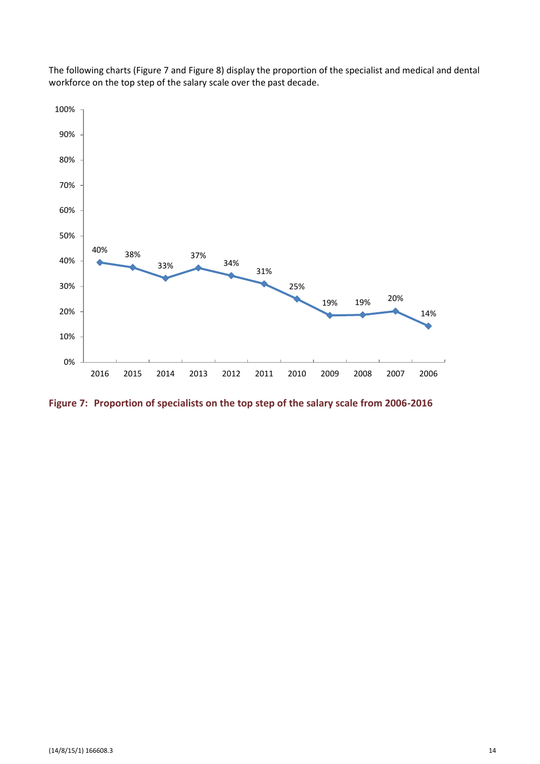The following charts (Figure 7 and Figure 8) display the proportion of the specialist and medical and dental workforce on the top step of the salary scale over the past decade.

| Year | Proportion |
|---|---|
| 2016 | 40% |
| 2015 | 38% |
| 2014 | 33% |
| 2013 | 37% |
| 2012 | 34% |
| 2011 | 31% |
| 2010 | 25% |
| 2009 | 19% |
| 2008 | 19% |
| 2007 | 20% |
| 2006 | 14% |

**Figure 7: Proportion of specialists on the top step of the salary scale from 2006-2016**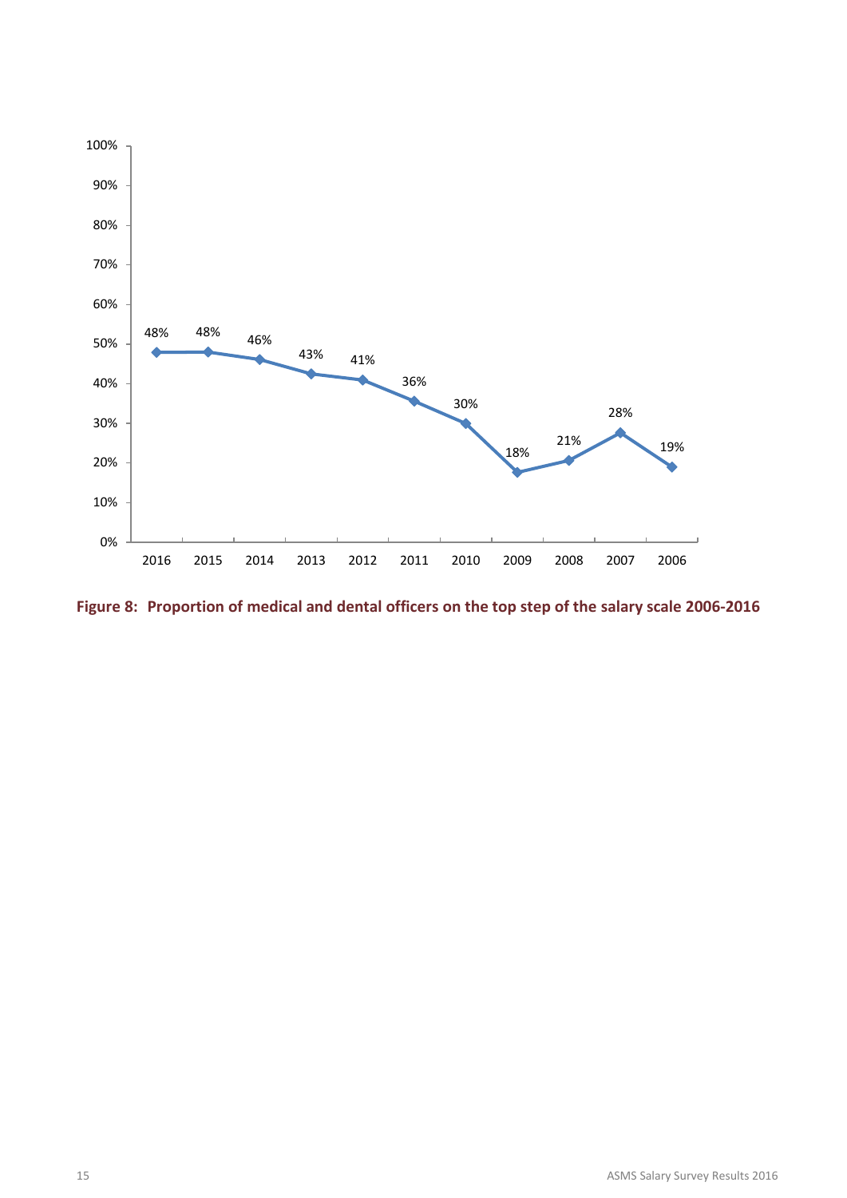| Year | 2016 | 2015 | 2014 | 2013 | 2012 | 2011 | 2010 | 2009 | 2008 | 2007 | 2006 |
|---|---|---|---|---|---|---|---|---|---|---|---|
| Proportion | 48% | 48% | 46% | 43% | 41% | 36% | 30% | 18% | 21% | 28% | 19% |

**Figure 8: Proportion of medical and dental officers on the top step of the salary scale 2006-2016**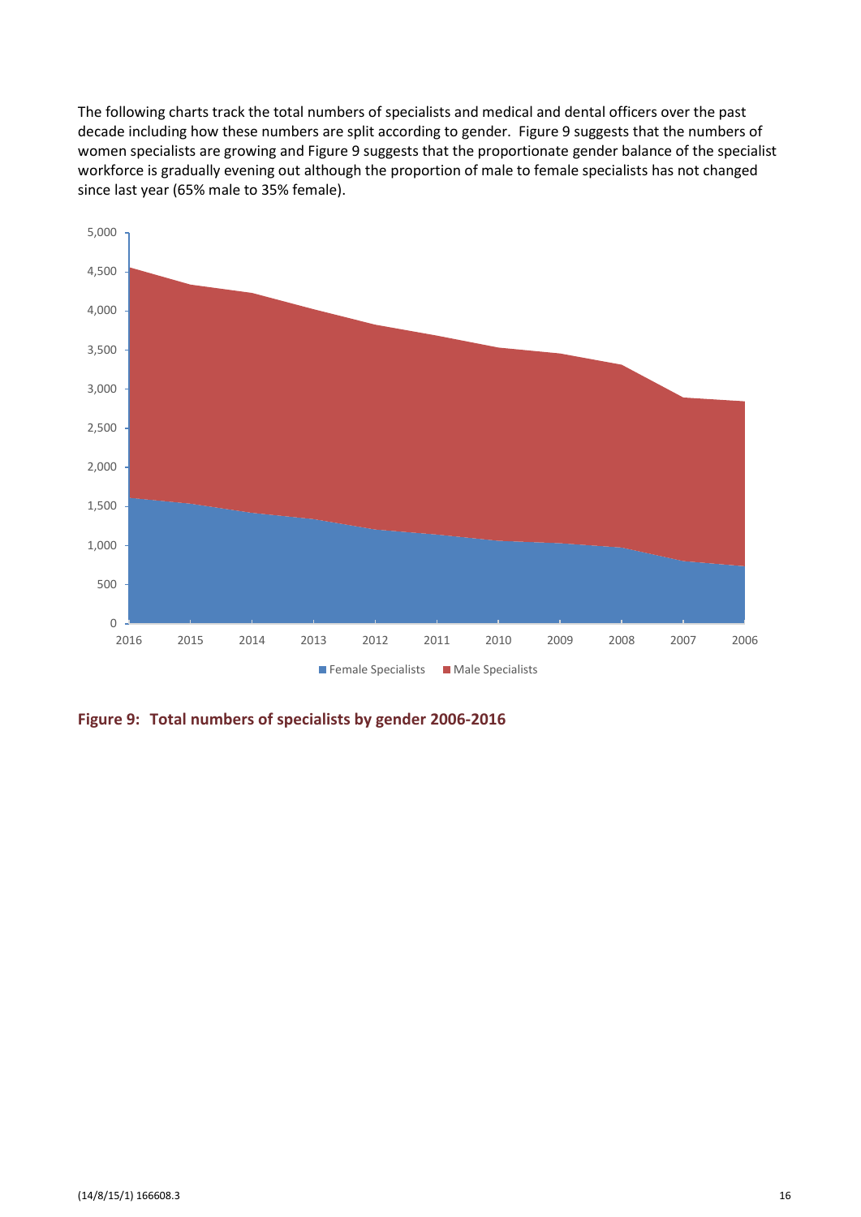The following charts track the total numbers of specialists and medical and dental officers over the past decade including how these numbers are split according to gender. Figure 9 suggests that the numbers of women specialists are growing and Figure 9 suggests that the proportionate gender balance of the specialist workforce is gradually evening out although the proportion of male to female specialists has not changed since last year (65% male to 35% female).

**Figure 9: Total numbers of specialists by gender 2006-2016**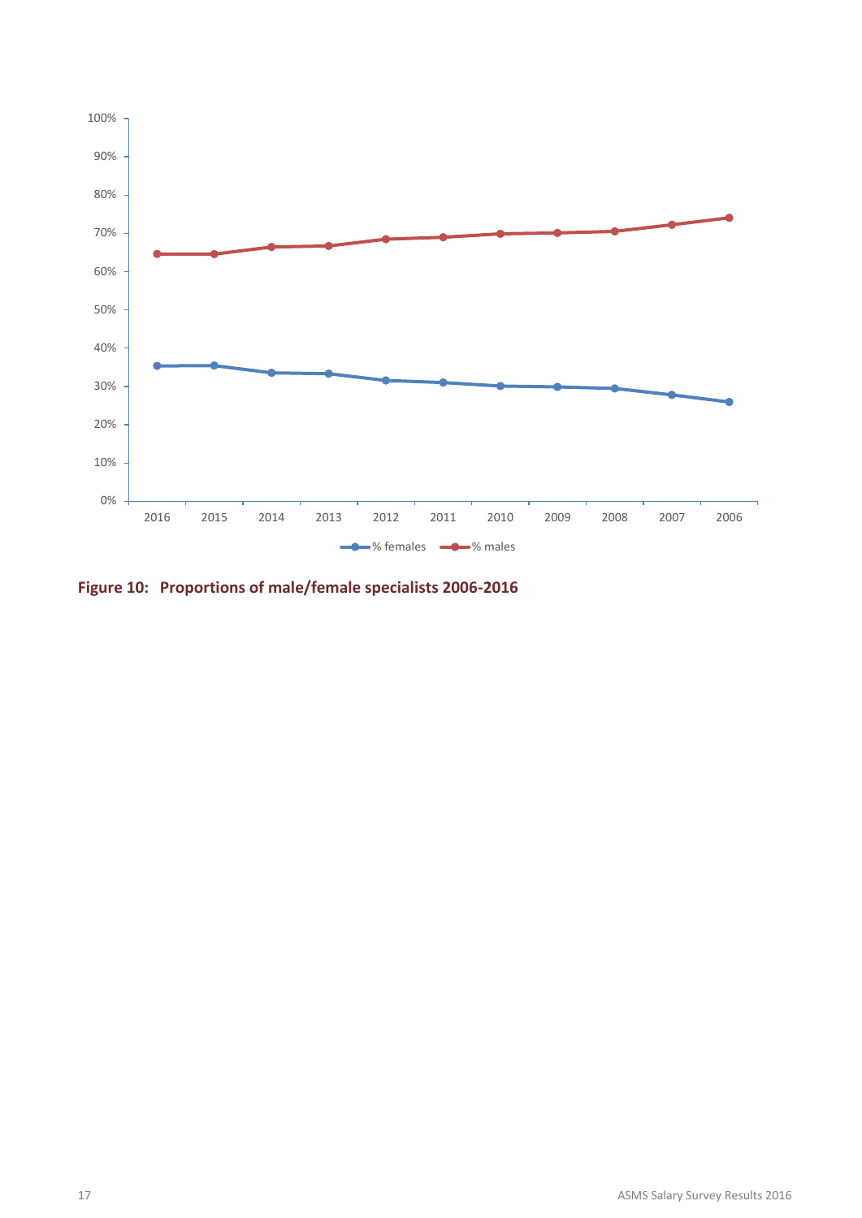**Figure 10: Proportions of male/female specialists 2006-2016**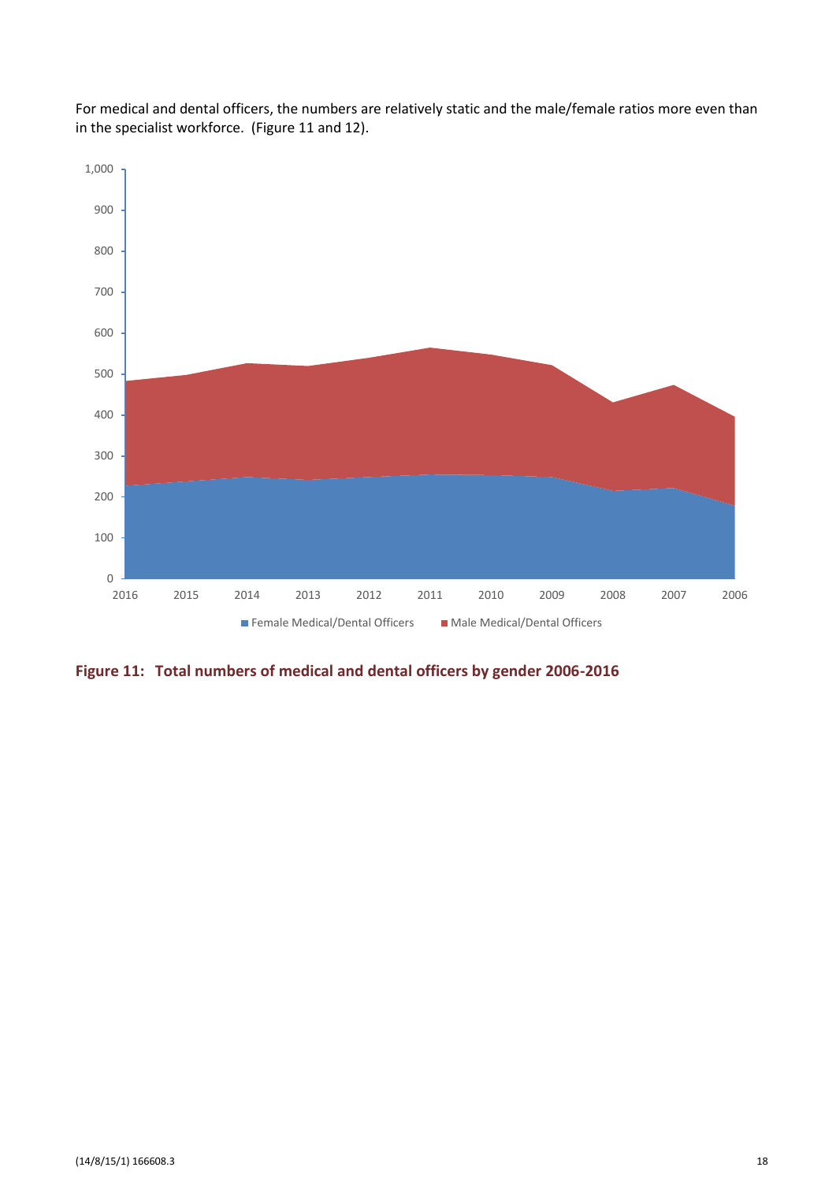For medical and dental officers, the numbers are relatively static and the male/female ratios more even than in the specialist workforce. (Figure 11 and 12).

**Figure 11: Total numbers of medical and dental officers by gender 2006-2016**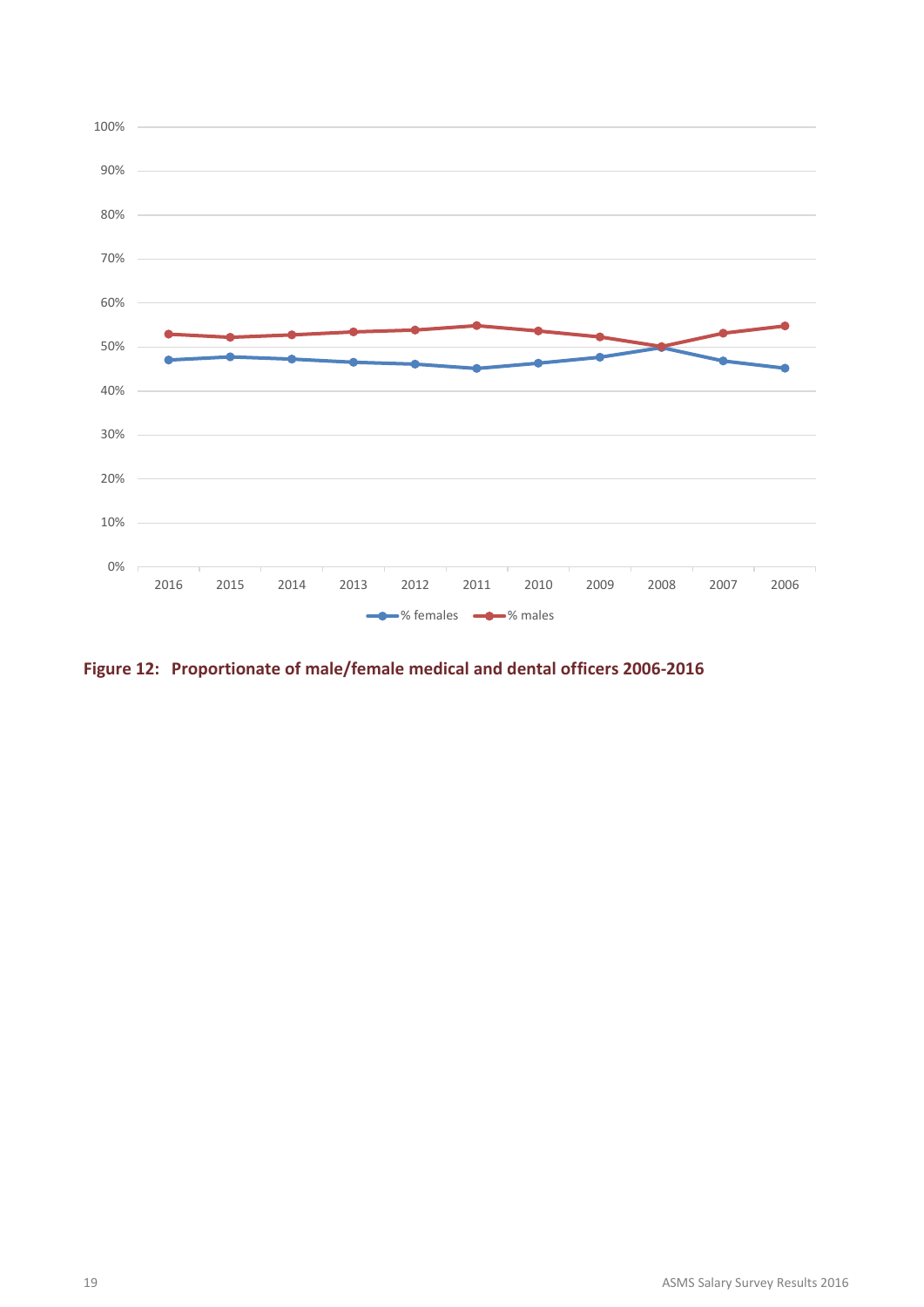**Figure 12: Proportionate of male/female medical and dental officers 2006-2016**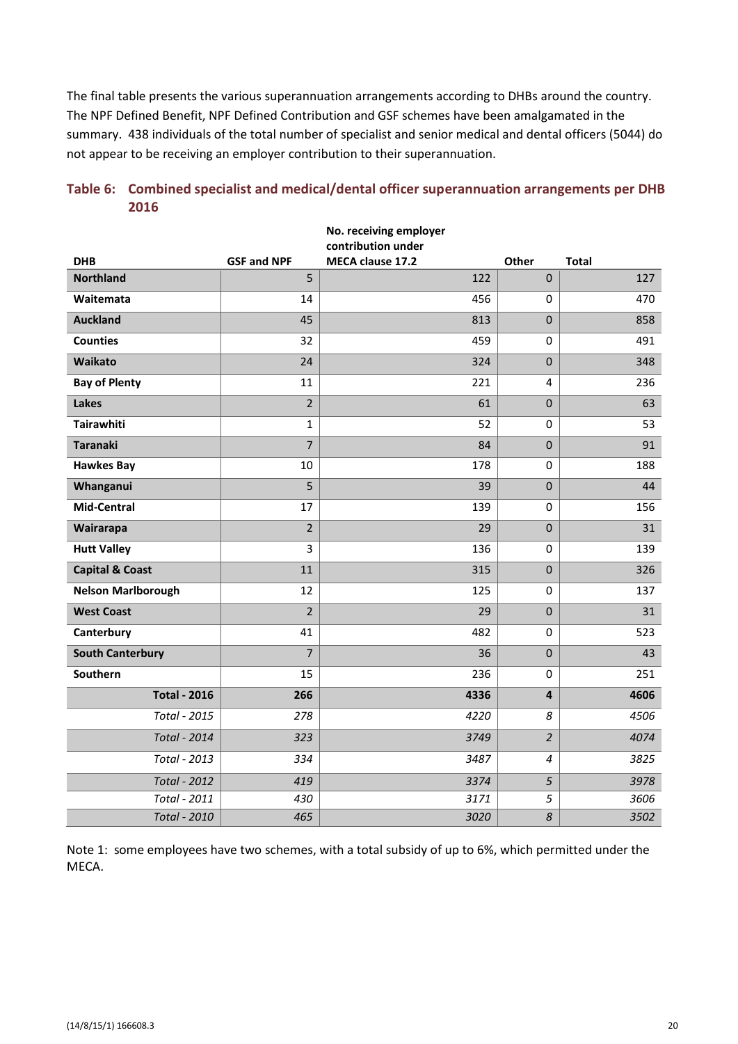The final table presents the various superannuation arrangements according to DHBs around the country. The NPF Defined Benefit, NPF Defined Contribution and GSF schemes have been amalgamated in the summary. 438 individuals of the total number of specialist and senior medical and dental officers (5044) do not appear to be receiving an employer contribution to their superannuation.

### Table 6: Combined specialist and medical/dental officer superannuation arrangements per DHB 2016

| DHB | GSF and NPF | No. receiving employer contribution under MECA clause 17.2 | Other | Total |
|---|---|---|---|---|
| **Northland** | 5 | 122 | 0 | 127 |
| **Waitemata** | 14 | 456 | 0 | 470 |
| **Auckland** | 45 | 813 | 0 | 858 |
| **Counties** | 32 | 459 | 0 | 491 |
| **Waikato** | 24 | 324 | 0 | 348 |
| **Bay of Plenty** | 11 | 221 | 4 | 236 |
| **Lakes** | 2 | 61 | 0 | 63 |
| **Tairawhiti** | 1 | 52 | 0 | 53 |
| **Taranaki** | 7 | 84 | 0 | 91 |
| **Hawkes Bay** | 10 | 178 | 0 | 188 |
| **Whanganui** | 5 | 39 | 0 | 44 |
| **Mid-Central** | 17 | 139 | 0 | 156 |
| **Wairarapa** | 2 | 29 | 0 | 31 |
| **Hutt Valley** | 3 | 136 | 0 | 139 |
| **Capital & Coast** | 11 | 315 | 0 | 326 |
| **Nelson Marlborough** | 12 | 125 | 0 | 137 |
| **West Coast** | 2 | 29 | 0 | 31 |
| **Canterbury** | 41 | 482 | 0 | 523 |
| **South Canterbury** | 7 | 36 | 0 | 43 |
| **Southern** | 15 | 236 | 0 | 251 |
| **Total - 2016** | **266** | **4336** | **4** | **4606** |
| *Total - 2015* | *278* | *4220* | *8* | *4506* |
| *Total - 2014* | *323* | *3749* | *2* | *4074* |
| *Total - 2013* | *334* | *3487* | *4* | *3825* |
| *Total - 2012* | *419* | *3374* | *5* | *3978* |
| *Total - 2011* | *430* | *3171* | *5* | *3606* |
| *Total - 2010* | *465* | *3020* | *8* | *3502* |

Note 1: some employees have two schemes, with a total subsidy of up to 6%, which permitted under the MECA.